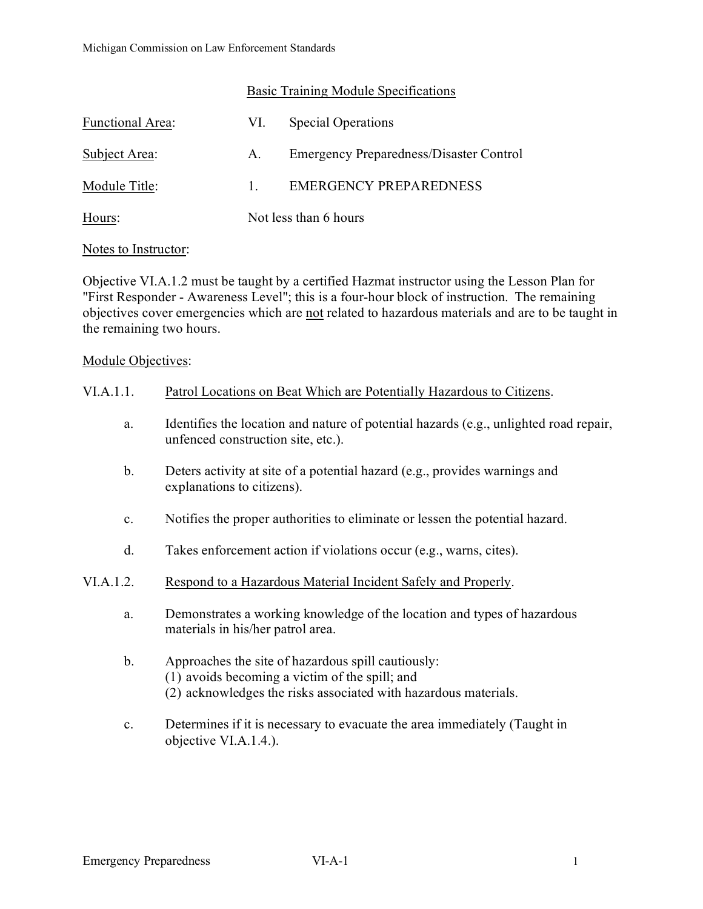Michigan Commission on Law Enforcement Standards

## Basic Training Module Specifications

Functional Area: VI. Special Operations

Subject Area: A. Emergency Preparedness/Disaster Control

Module Title: 1. EMERGENCY PREPAREDNESS

Hours: Not less than 6 hours

Notes to Instructor:

Objective VI.A.1.2 must be taught by a certified Hazmat instructor using the Lesson Plan for "First Responder - Awareness Level"; this is a four-hour block of instruction. The remaining objectives cover emergencies which are not related to hazardous materials and are to be taught in the remaining two hours.

Module Objectives:

VI.A.1.1. Patrol Locations on Beat Which are Potentially Hazardous to Citizens.

a. Identifies the location and nature of potential hazards (e.g., unlighted road repair, unfenced construction site, etc.).

b. Deters activity at site of a potential hazard (e.g., provides warnings and explanations to citizens).

c. Notifies the proper authorities to eliminate or lessen the potential hazard.

d. Takes enforcement action if violations occur (e.g., warns, cites).

VI.A.1.2. Respond to a Hazardous Material Incident Safely and Properly.

a. Demonstrates a working knowledge of the location and types of hazardous materials in his/her patrol area.

b. Approaches the site of hazardous spill cautiously:
(1) avoids becoming a victim of the spill; and
(2) acknowledges the risks associated with hazardous materials.

c. Determines if it is necessary to evacuate the area immediately (Taught in objective VI.A.1.4.).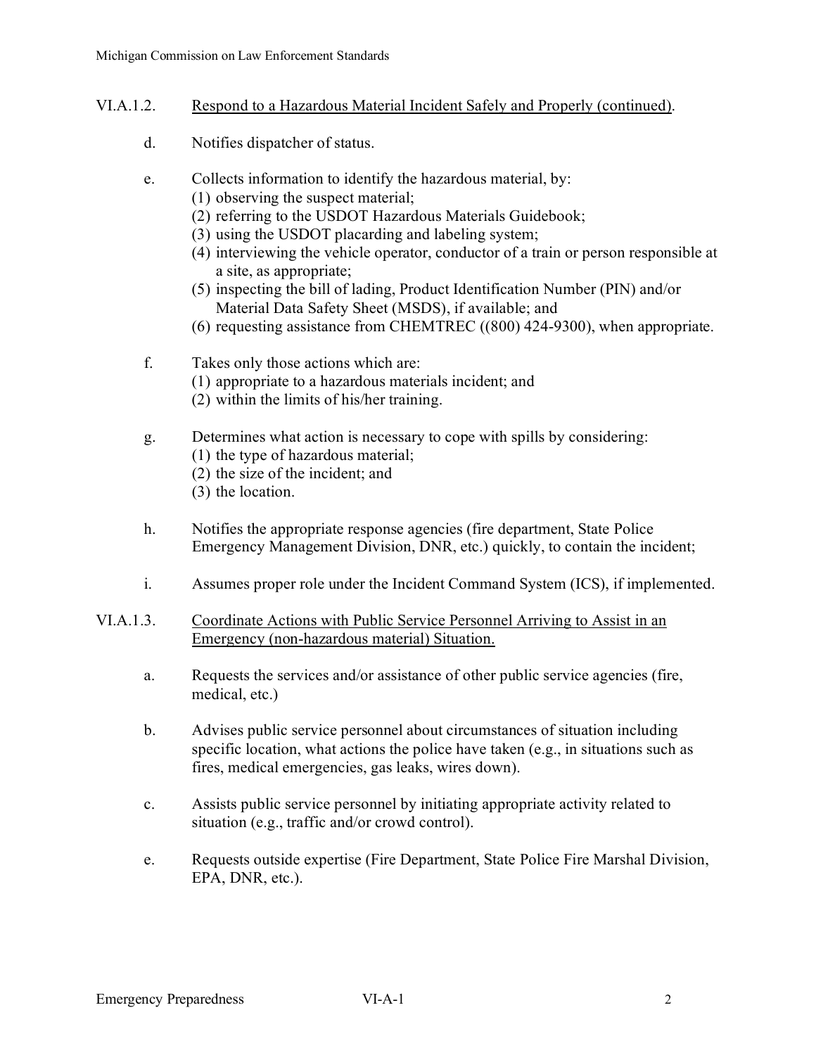VI.A.1.2. Respond to a Hazardous Material Incident Safely and Properly (continued).

d. Notifies dispatcher of status.

e. Collects information to identify the hazardous material, by:
   (1) observing the suspect material;
   (2) referring to the USDOT Hazardous Materials Guidebook;
   (3) using the USDOT placarding and labeling system;
   (4) interviewing the vehicle operator, conductor of a train or person responsible at a site, as appropriate;
   (5) inspecting the bill of lading, Product Identification Number (PIN) and/or Material Data Safety Sheet (MSDS), if available; and
   (6) requesting assistance from CHEMTREC ((800) 424-9300), when appropriate.

f. Takes only those actions which are:
   (1) appropriate to a hazardous materials incident; and
   (2) within the limits of his/her training.

g. Determines what action is necessary to cope with spills by considering:
   (1) the type of hazardous material;
   (2) the size of the incident; and
   (3) the location.

h. Notifies the appropriate response agencies (fire department, State Police Emergency Management Division, DNR, etc.) quickly, to contain the incident;

i. Assumes proper role under the Incident Command System (ICS), if implemented.

VI.A.1.3. Coordinate Actions with Public Service Personnel Arriving to Assist in an Emergency (non-hazardous material) Situation.

a. Requests the services and/or assistance of other public service agencies (fire, medical, etc.)

b. Advises public service personnel about circumstances of situation including specific location, what actions the police have taken (e.g., in situations such as fires, medical emergencies, gas leaks, wires down).

c. Assists public service personnel by initiating appropriate activity related to situation (e.g., traffic and/or crowd control).

e. Requests outside expertise (Fire Department, State Police Fire Marshal Division, EPA, DNR, etc.).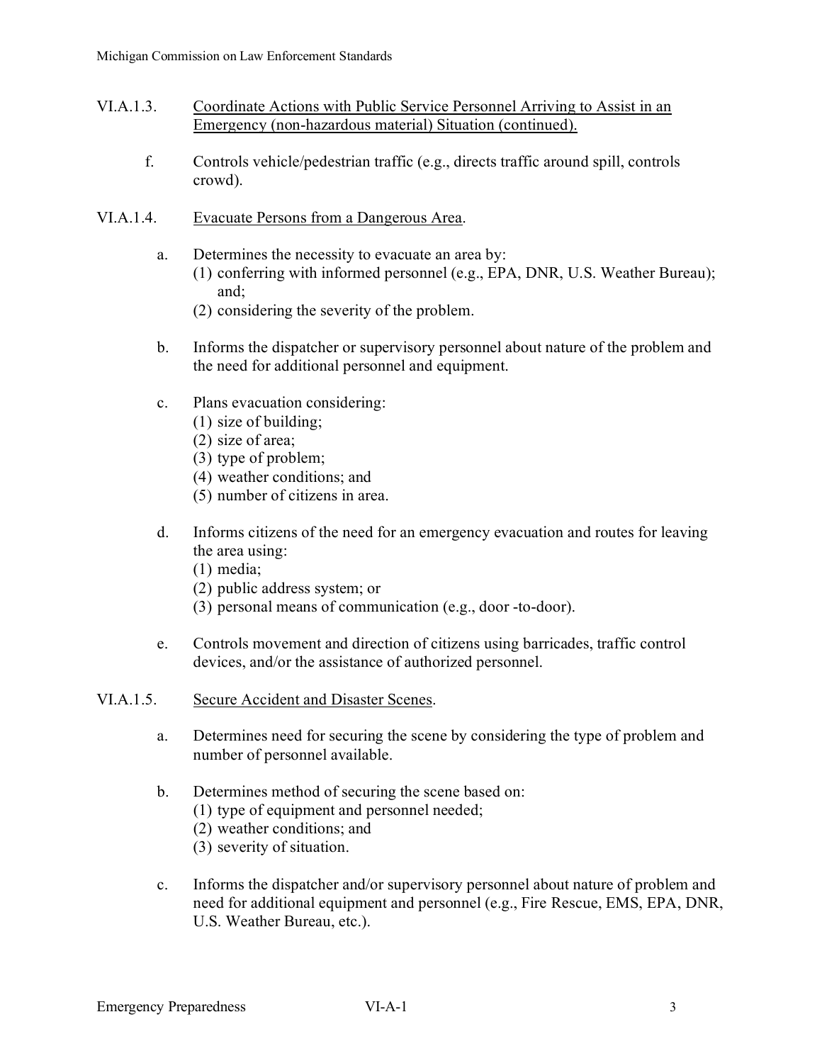VI.A.1.3. Coordinate Actions with Public Service Personnel Arriving to Assist in an Emergency (non-hazardous material) Situation (continued).

f. Controls vehicle/pedestrian traffic (e.g., directs traffic around spill, controls crowd).

VI.A.1.4. Evacuate Persons from a Dangerous Area.

a. Determines the necessity to evacuate an area by:
   (1) conferring with informed personnel (e.g., EPA, DNR, U.S. Weather Bureau); and;
   (2) considering the severity of the problem.

b. Informs the dispatcher or supervisory personnel about nature of the problem and the need for additional personnel and equipment.

c. Plans evacuation considering:
   (1) size of building;
   (2) size of area;
   (3) type of problem;
   (4) weather conditions; and
   (5) number of citizens in area.

d. Informs citizens of the need for an emergency evacuation and routes for leaving the area using:
   (1) media;
   (2) public address system; or
   (3) personal means of communication (e.g., door -to-door).

e. Controls movement and direction of citizens using barricades, traffic control devices, and/or the assistance of authorized personnel.

VI.A.1.5. Secure Accident and Disaster Scenes.

a. Determines need for securing the scene by considering the type of problem and number of personnel available.

b. Determines method of securing the scene based on:
   (1) type of equipment and personnel needed;
   (2) weather conditions; and
   (3) severity of situation.

c. Informs the dispatcher and/or supervisory personnel about nature of problem and need for additional equipment and personnel (e.g., Fire Rescue, EMS, EPA, DNR, U.S. Weather Bureau, etc.).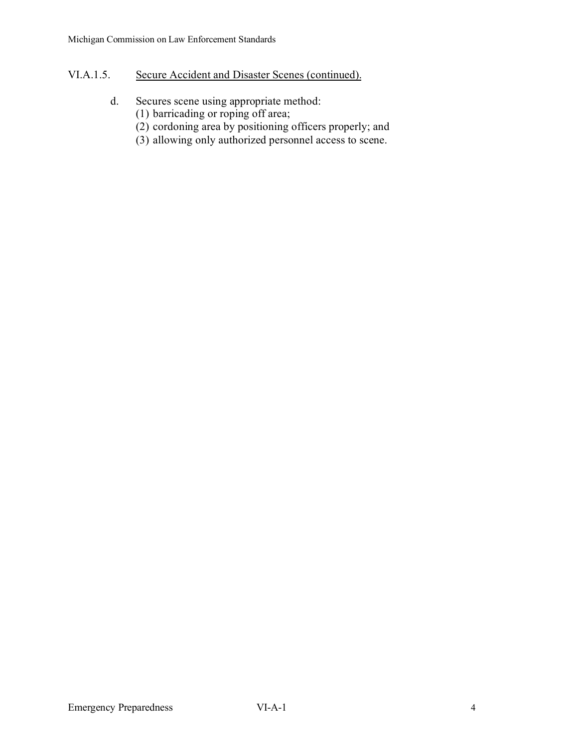## VI.A.1.5. Secure Accident and Disaster Scenes (continued).

d. Secures scene using appropriate method:
   (1) barricading or roping off area;
   (2) cordoning area by positioning officers properly; and
   (3) allowing only authorized personnel access to scene.